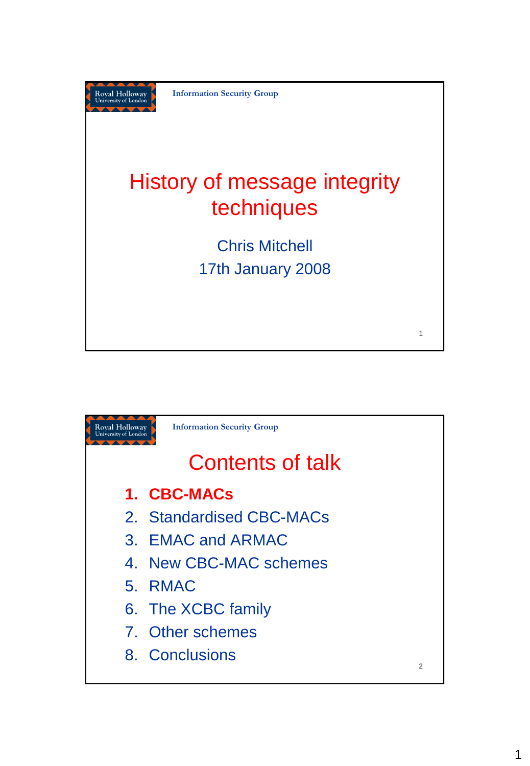Royal Holloway University of London — Information Security Group

# History of message integrity techniques

Chris Mitchell
17th January 2008

Royal Holloway University of London — Information Security Group

## Contents of talk

1. **CBC-MACs**
2. Standardised CBC-MACs
3. EMAC and ARMAC
4. New CBC-MAC schemes
5. RMAC
6. The XCBC family
7. Other schemes
8. Conclusions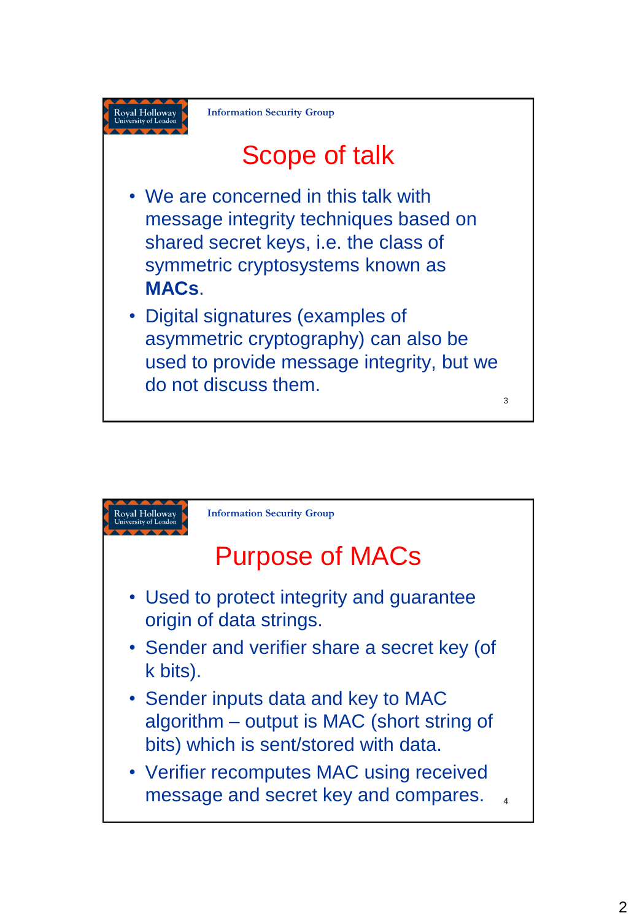## Scope of talk

- We are concerned in this talk with message integrity techniques based on shared secret keys, i.e. the class of symmetric cryptosystems known as **MACs**.
- Digital signatures (examples of asymmetric cryptography) can also be used to provide message integrity, but we do not discuss them.

## Purpose of MACs

- Used to protect integrity and guarantee origin of data strings.
- Sender and verifier share a secret key (of k bits).
- Sender inputs data and key to MAC algorithm – output is MAC (short string of bits) which is sent/stored with data.
- Verifier recomputes MAC using received message and secret key and compares.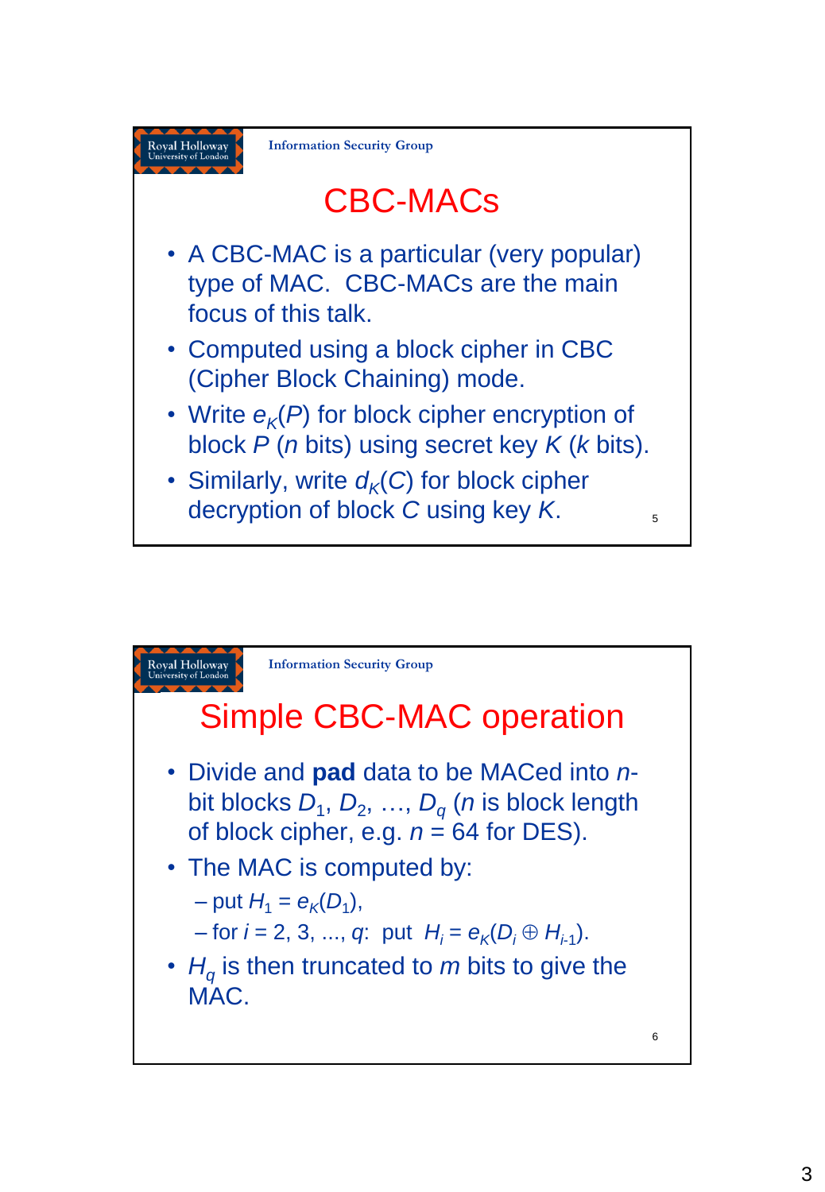## CBC-MACs

- A CBC-MAC is a particular (very popular) type of MAC. CBC-MACs are the main focus of this talk.
- Computed using a block cipher in CBC (Cipher Block Chaining) mode.
- Write $e_K(P)$ for block cipher encryption of block $P$ ($n$ bits) using secret key $K$ ($k$ bits).
- Similarly, write $d_K(C)$ for block cipher decryption of block $C$ using key $K$.

## Simple CBC-MAC operation

- Divide and **pad** data to be MACed into $n$-bit blocks $D_1, D_2, \ldots, D_q$ ($n$ is block length of block cipher, e.g. $n = 64$ for DES).
- The MAC is computed by:
  - put $H_1 = e_K(D_1)$,
  - for $i = 2, 3, \ldots, q$: put $H_i = e_K(D_i \oplus H_{i-1})$.
- $H_q$ is then truncated to $m$ bits to give the MAC.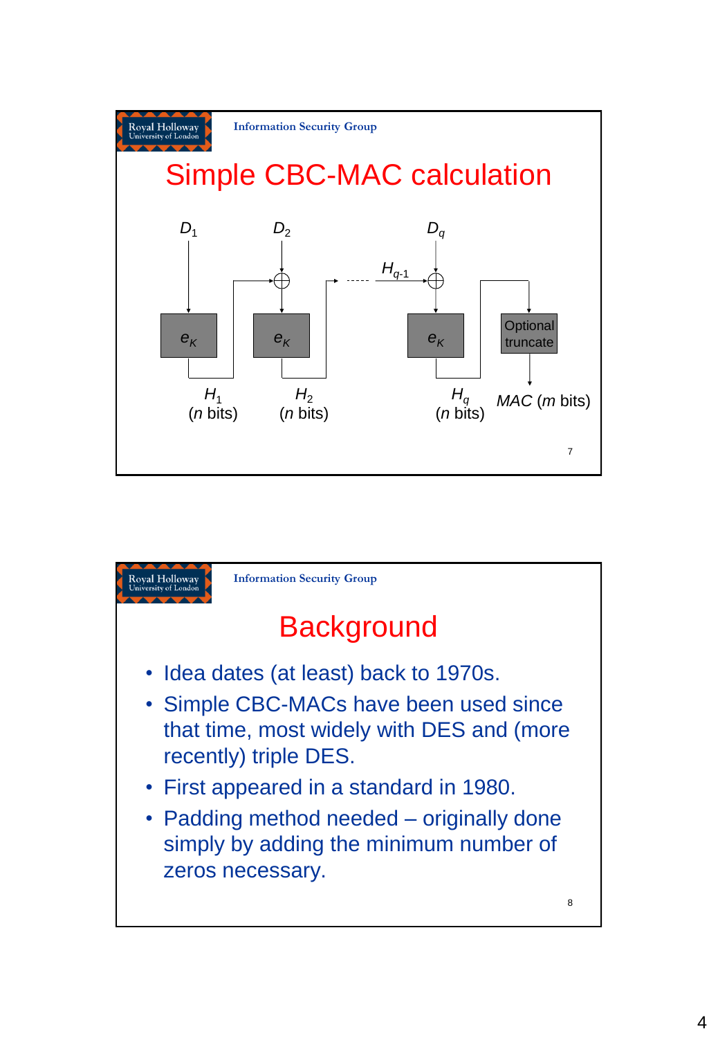## Simple CBC-MAC calculation

$D_1$, $D_2$, …, $D_q$

$e_K$ → $H_1$ ($n$ bits), $H_2$ ($n$ bits), …, $H_{q-1}$, $H_q$ ($n$ bits)

Optional truncate → $MAC$ ($m$ bits)

## Background

- Idea dates (at least) back to 1970s.
- Simple CBC-MACs have been used since that time, most widely with DES and (more recently) triple DES.
- First appeared in a standard in 1980.
- Padding method needed – originally done simply by adding the minimum number of zeros necessary.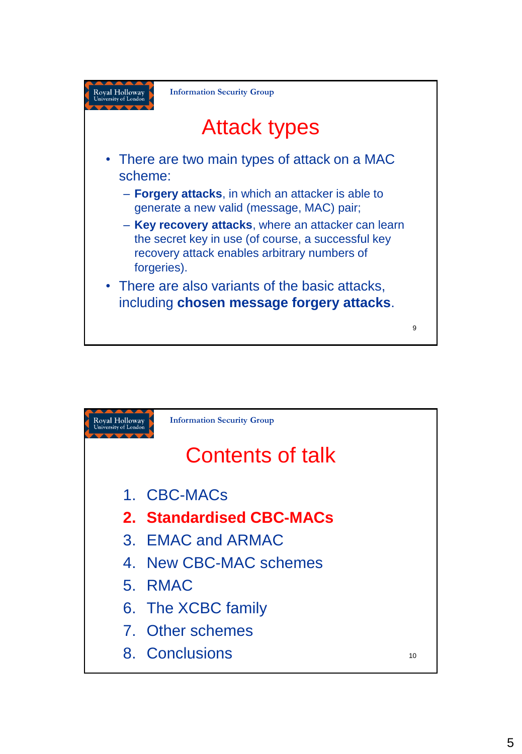## Attack types

- There are two main types of attack on a MAC scheme:
  - **Forgery attacks**, in which an attacker is able to generate a new valid (message, MAC) pair;
  - **Key recovery attacks**, where an attacker can learn the secret key in use (of course, a successful key recovery attack enables arbitrary numbers of forgeries).
- There are also variants of the basic attacks, including **chosen message forgery attacks**.

## Contents of talk

1. CBC-MACs
2. **Standardised CBC-MACs**
3. EMAC and ARMAC
4. New CBC-MAC schemes
5. RMAC
6. The XCBC family
7. Other schemes
8. Conclusions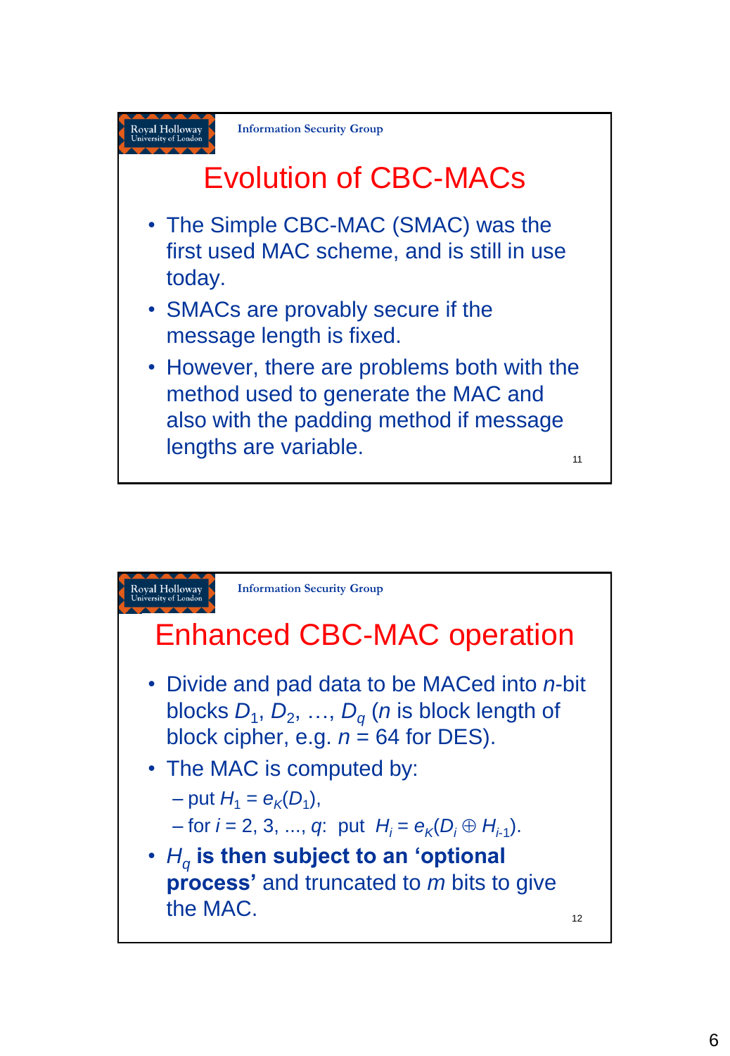## Evolution of CBC-MACs

- The Simple CBC-MAC (SMAC) was the first used MAC scheme, and is still in use today.
- SMACs are provably secure if the message length is fixed.
- However, there are problems both with the method used to generate the MAC and also with the padding method if message lengths are variable.

## Enhanced CBC-MAC operation

- Divide and pad data to be MACed into $n$-bit blocks $D_1, D_2, \ldots, D_q$ ($n$ is block length of block cipher, e.g. $n = 64$ for DES).
- The MAC is computed by:
  - put $H_1 = e_K(D_1)$,
  - for $i = 2, 3, \ldots, q$: put $H_i = e_K(D_i \oplus H_{i-1})$.
- $H_q$ **is then subject to an 'optional process'** and truncated to $m$ bits to give the MAC.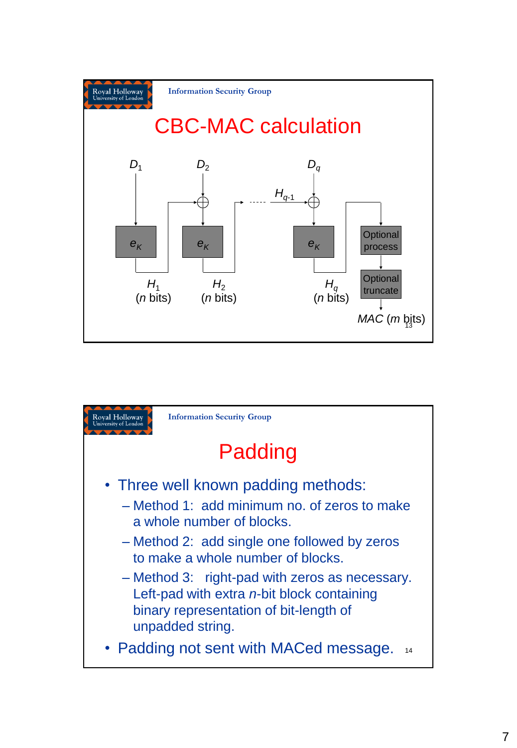## CBC-MAC calculation

$D_1$ $D_2$ $D_q$

$H_{q-1}$

$e_K$ $e_K$ $e_K$

Optional process

Optional truncate

$H_1$ ($n$ bits) $H_2$ ($n$ bits) $H_q$ ($n$ bits)

$MAC$ ($m$ bits)

## Padding

- Three well known padding methods:
  - Method 1: add minimum no. of zeros to make a whole number of blocks.
  - Method 2: add single one followed by zeros to make a whole number of blocks.
  - Method 3: right-pad with zeros as necessary. Left-pad with extra $n$-bit block containing binary representation of bit-length of unpadded string.
- Padding not sent with MACed message.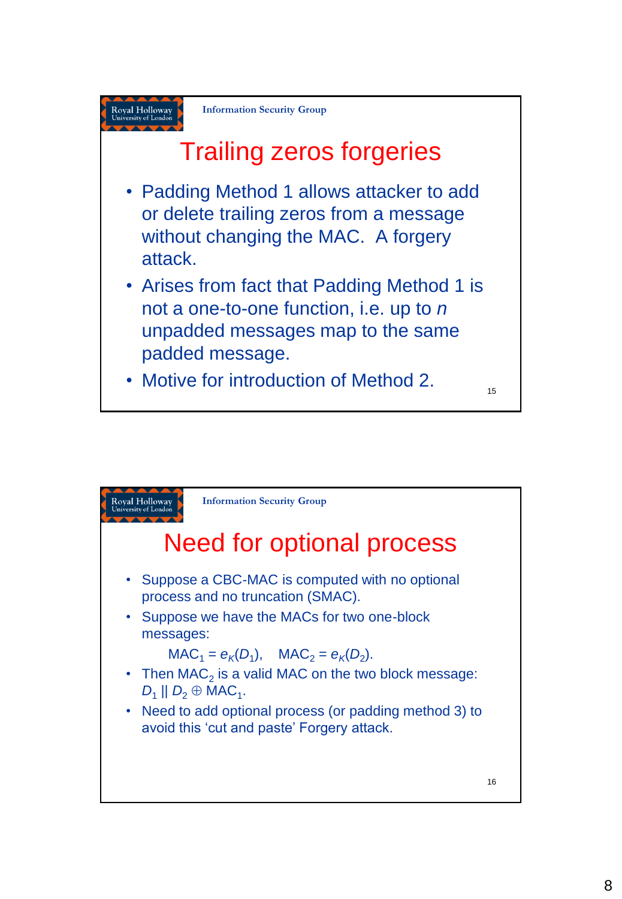## Trailing zeros forgeries

- Padding Method 1 allows attacker to add or delete trailing zeros from a message without changing the MAC. A forgery attack.
- Arises from fact that Padding Method 1 is not a one-to-one function, i.e. up to *n* unpadded messages map to the same padded message.
- Motive for introduction of Method 2.

## Need for optional process

- Suppose a CBC-MAC is computed with no optional process and no truncation (SMAC).
- Suppose we have the MACs for two one-block messages:

  $MAC_1 = e_K(D_1)$, $MAC_2 = e_K(D_2)$.
- Then $MAC_2$ is a valid MAC on the two block message: $D_1 \mid\mid D_2 \oplus MAC_1$.
- Need to add optional process (or padding method 3) to avoid this 'cut and paste' Forgery attack.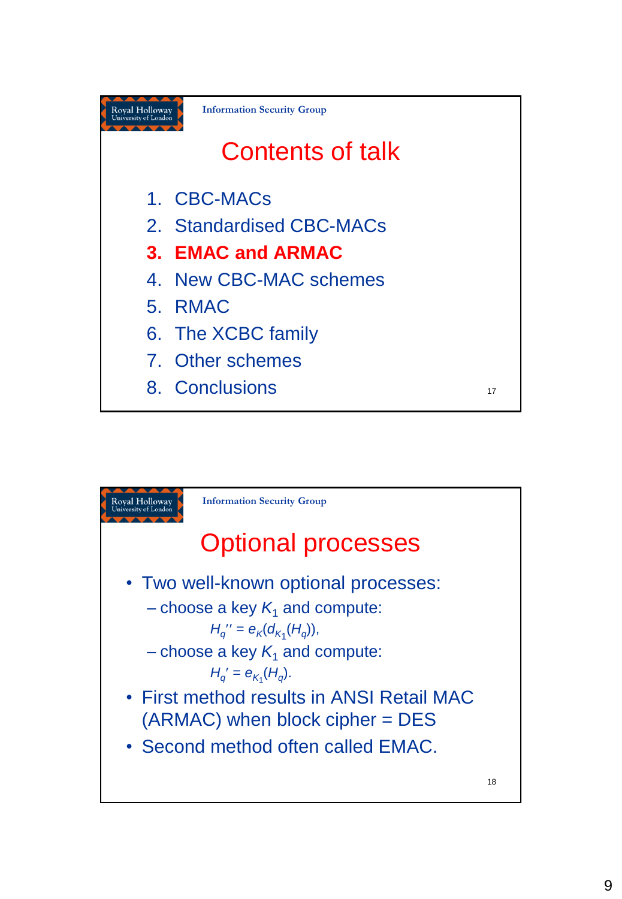# Contents of talk

1. CBC-MACs
2. Standardised CBC-MACs
3. **EMAC and ARMAC**
4. New CBC-MAC schemes
5. RMAC
6. The XCBC family
7. Other schemes
8. Conclusions

# Optional processes

- Two well-known optional processes:
  - choose a key $K_1$ and compute:

    $H_q'' = e_K(d_{K_1}(H_q))$,
  - choose a key $K_1$ and compute:

    $H_q' = e_{K_1}(H_q)$.
- First method results in ANSI Retail MAC (ARMAC) when block cipher = DES
- Second method often called EMAC.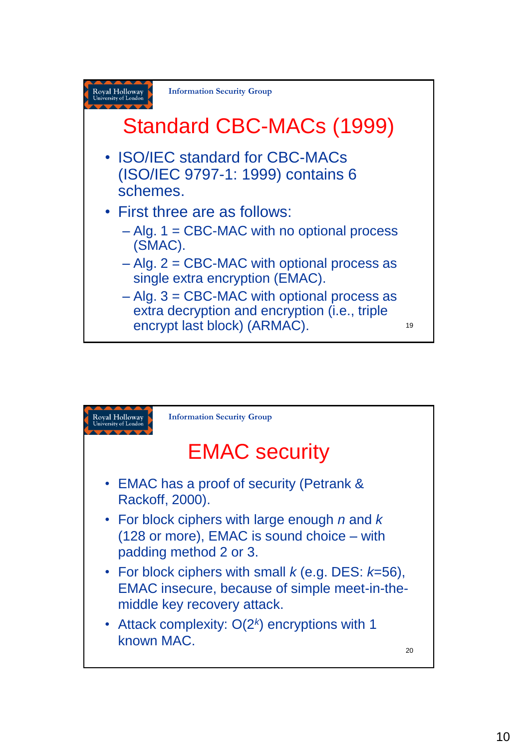## Standard CBC-MACs (1999)

- ISO/IEC standard for CBC-MACs (ISO/IEC 9797-1: 1999) contains 6 schemes.
- First three are as follows:
  - Alg. 1 = CBC-MAC with no optional process (SMAC).
  - Alg. 2 = CBC-MAC with optional process as single extra encryption (EMAC).
  - Alg. 3 = CBC-MAC with optional process as extra decryption and encryption (i.e., triple encrypt last block) (ARMAC).

## EMAC security

- EMAC has a proof of security (Petrank & Rackoff, 2000).
- For block ciphers with large enough $n$ and $k$ (128 or more), EMAC is sound choice – with padding method 2 or 3.
- For block ciphers with small $k$ (e.g. DES: $k$=56), EMAC insecure, because of simple meet-in-the-middle key recovery attack.
- Attack complexity: $O(2^k)$ encryptions with 1 known MAC.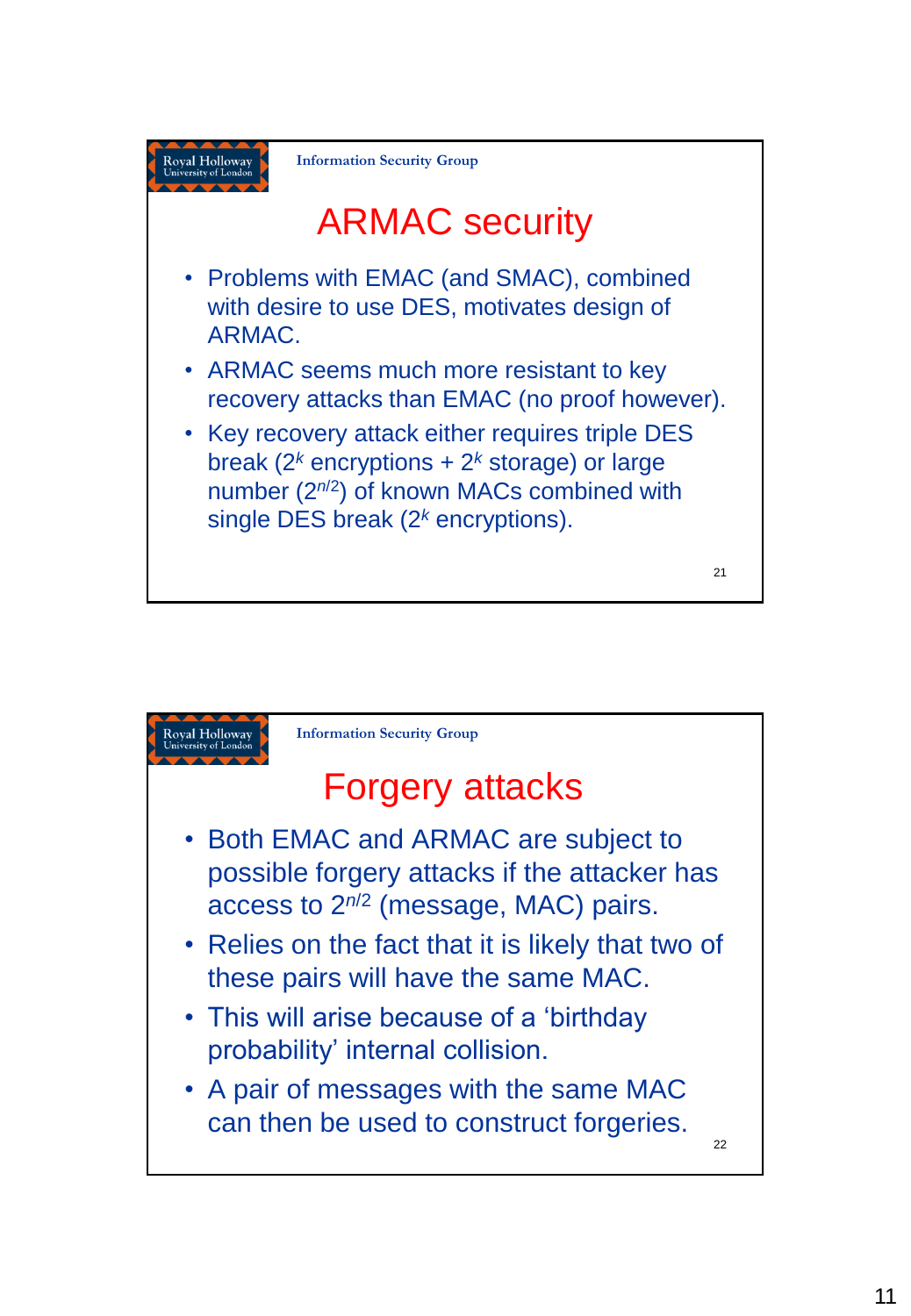## ARMAC security

- Problems with EMAC (and SMAC), combined with desire to use DES, motivates design of ARMAC.
- ARMAC seems much more resistant to key recovery attacks than EMAC (no proof however).
- Key recovery attack either requires triple DES break ($2^k$ encryptions + $2^k$ storage) or large number ($2^{n/2}$) of known MACs combined with single DES break ($2^k$ encryptions).

## Forgery attacks

- Both EMAC and ARMAC are subject to possible forgery attacks if the attacker has access to $2^{n/2}$ (message, MAC) pairs.
- Relies on the fact that it is likely that two of these pairs will have the same MAC.
- This will arise because of a 'birthday probability' internal collision.
- A pair of messages with the same MAC can then be used to construct forgeries.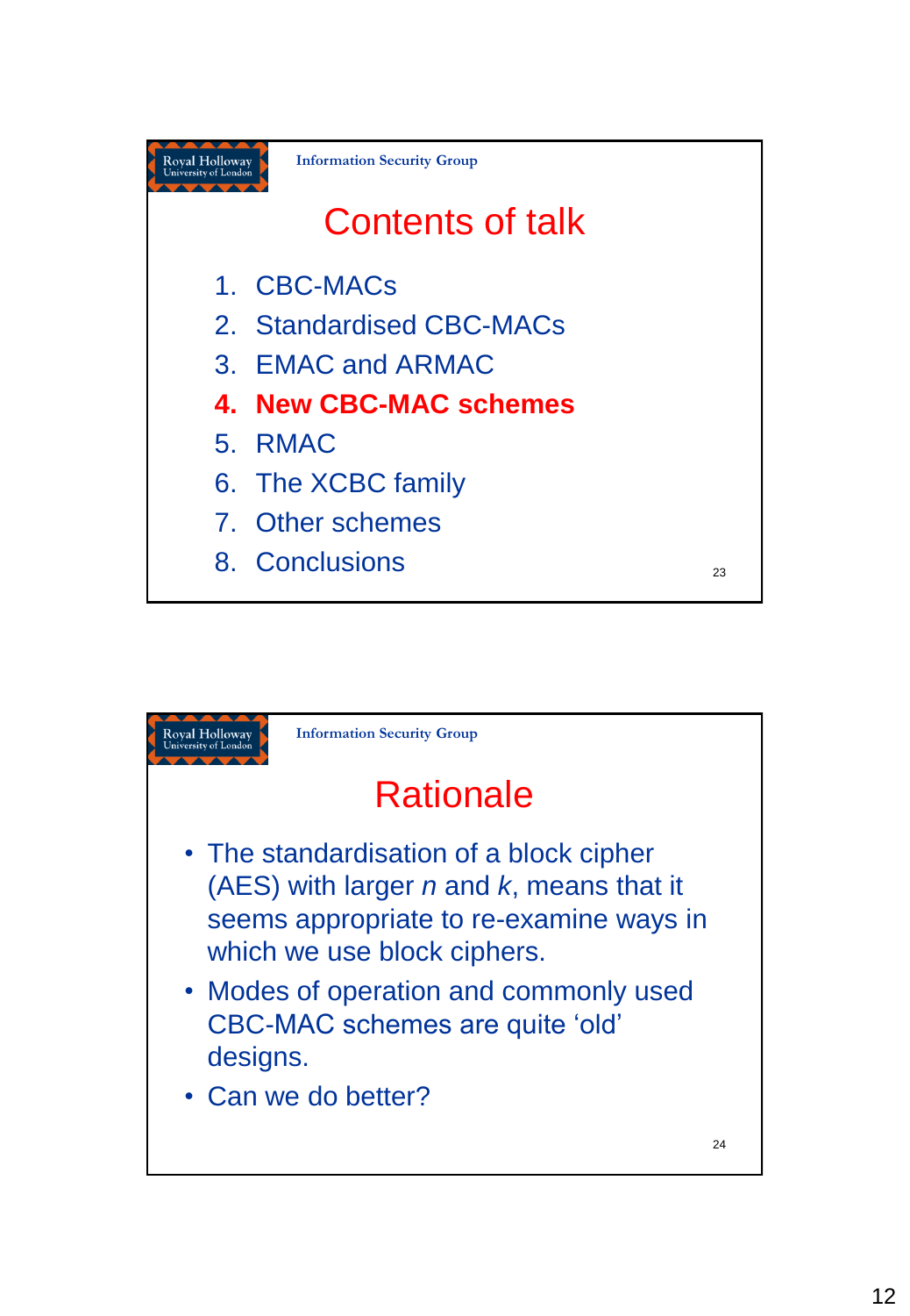## Contents of talk

1. CBC-MACs
2. Standardised CBC-MACs
3. EMAC and ARMAC
4. **New CBC-MAC schemes**
5. RMAC
6. The XCBC family
7. Other schemes
8. Conclusions

## Rationale

- The standardisation of a block cipher (AES) with larger $n$ and $k$, means that it seems appropriate to re-examine ways in which we use block ciphers.
- Modes of operation and commonly used CBC-MAC schemes are quite ‘old’ designs.
- Can we do better?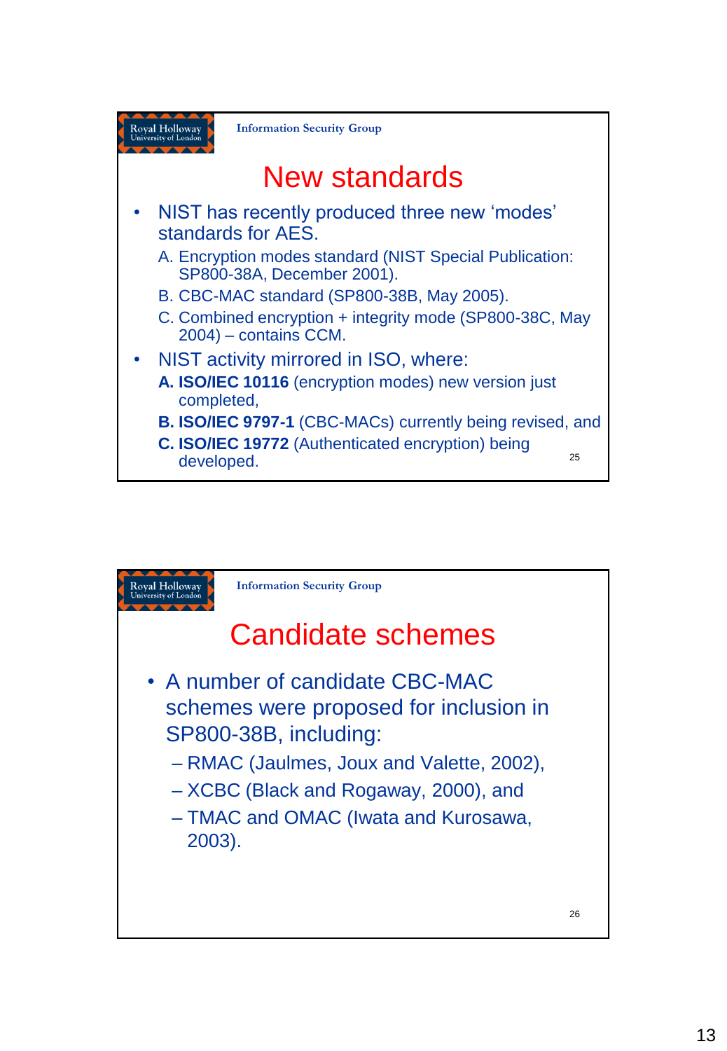## New standards

- NIST has recently produced three new 'modes' standards for AES.
  - A. Encryption modes standard (NIST Special Publication: SP800-38A, December 2001).
  - B. CBC-MAC standard (SP800-38B, May 2005).
  - C. Combined encryption + integrity mode (SP800-38C, May 2004) – contains CCM.
- NIST activity mirrored in ISO, where:
  - **A. ISO/IEC 10116** (encryption modes) new version just completed,
  - **B. ISO/IEC 9797-1** (CBC-MACs) currently being revised, and
  - **C. ISO/IEC 19772** (Authenticated encryption) being developed.

## Candidate schemes

- A number of candidate CBC-MAC schemes were proposed for inclusion in SP800-38B, including:
  - RMAC (Jaulmes, Joux and Valette, 2002),
  - XCBC (Black and Rogaway, 2000), and
  - TMAC and OMAC (Iwata and Kurosawa, 2003).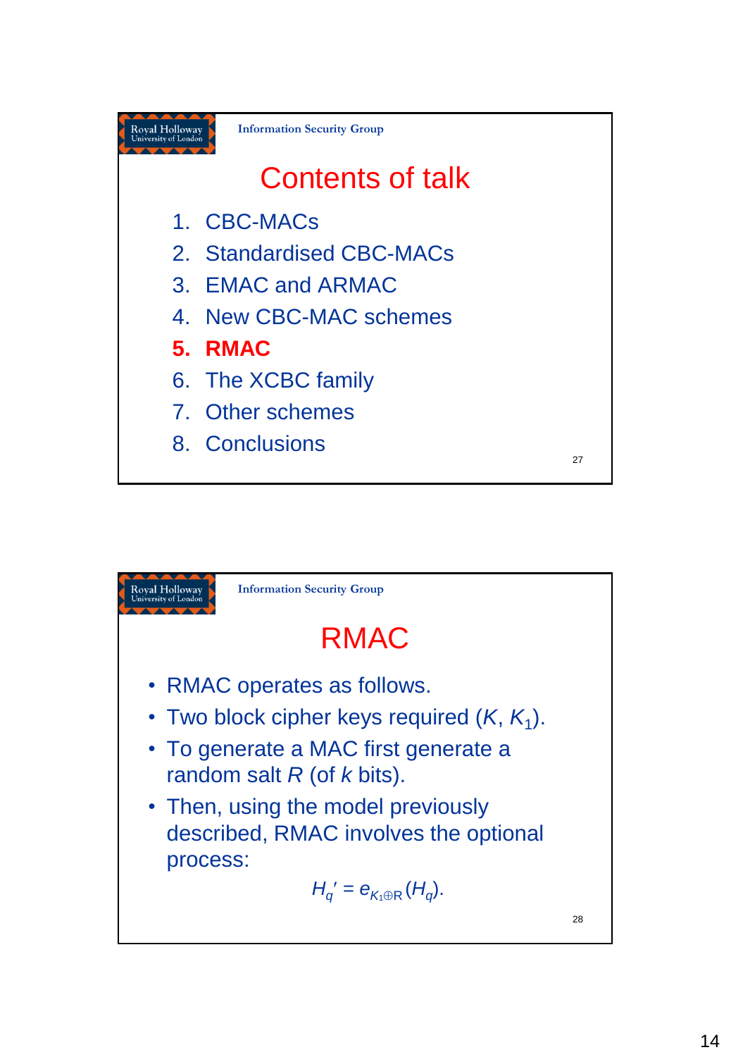# Contents of talk

1. CBC-MACs
2. Standardised CBC-MACs
3. EMAC and ARMAC
4. New CBC-MAC schemes
5. **RMAC**
6. The XCBC family
7. Other schemes
8. Conclusions

# RMAC

- RMAC operates as follows.
- Two block cipher keys required ($K$, $K_1$).
- To generate a MAC first generate a random salt $R$ (of $k$ bits).
- Then, using the model previously described, RMAC involves the optional process:

$$H_q' = e_{K_1 \oplus R}(H_q).$$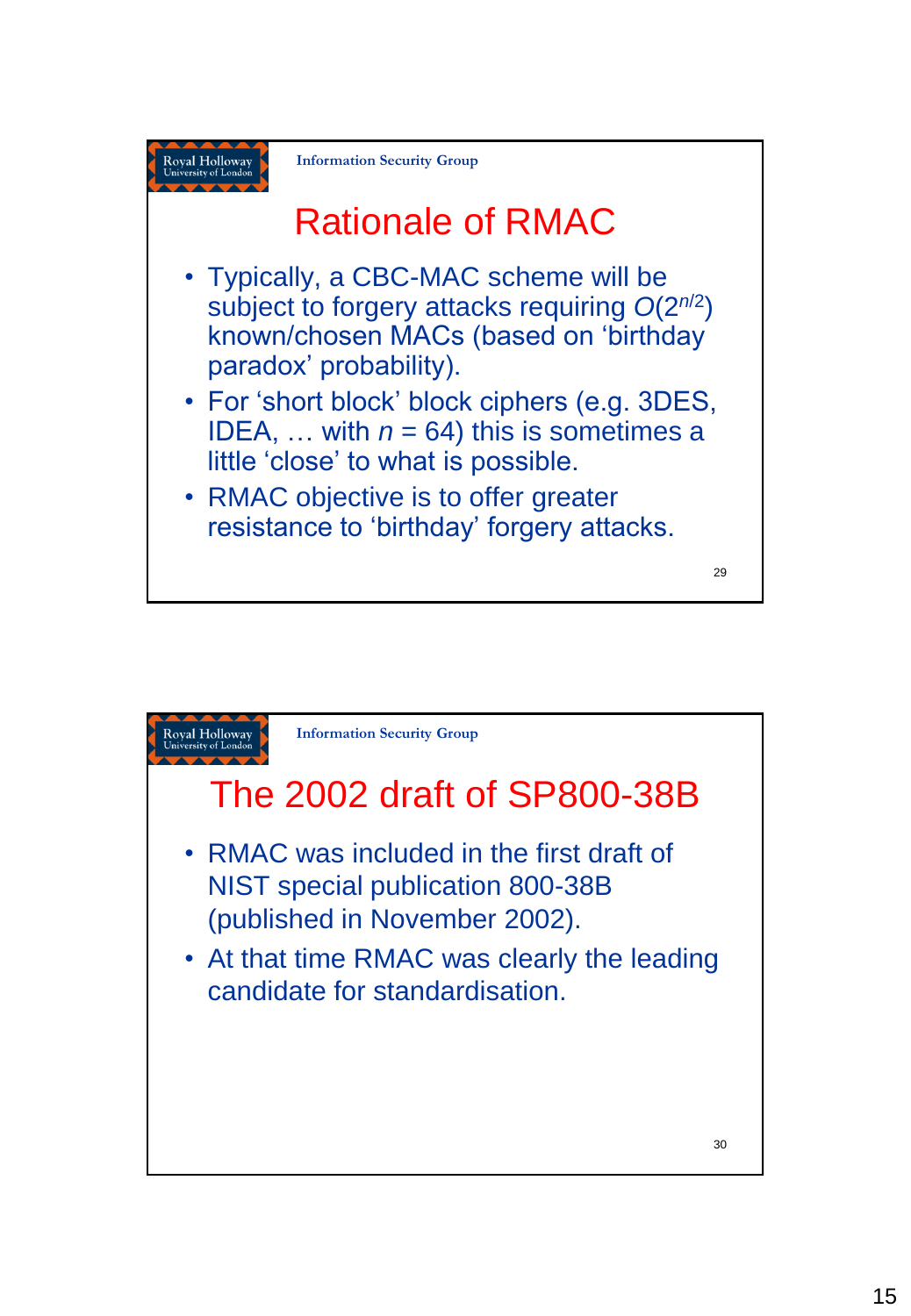## Rationale of RMAC

- Typically, a CBC-MAC scheme will be subject to forgery attacks requiring $O(2^{n/2})$ known/chosen MACs (based on 'birthday paradox' probability).
- For 'short block' block ciphers (e.g. 3DES, IDEA, … with $n = 64$) this is sometimes a little 'close' to what is possible.
- RMAC objective is to offer greater resistance to 'birthday' forgery attacks.

## The 2002 draft of SP800-38B

- RMAC was included in the first draft of NIST special publication 800-38B (published in November 2002).
- At that time RMAC was clearly the leading candidate for standardisation.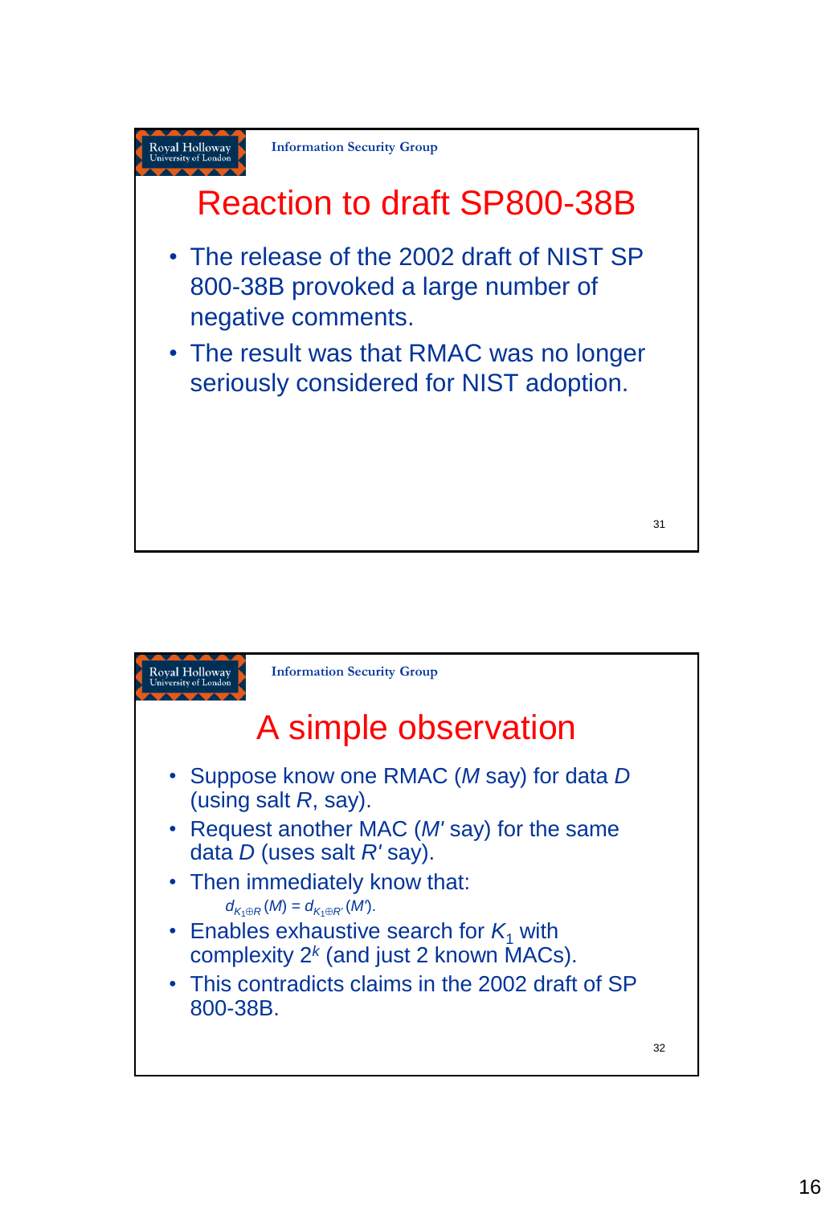## Reaction to draft SP800-38B

- The release of the 2002 draft of NIST SP 800-38B provoked a large number of negative comments.
- The result was that RMAC was no longer seriously considered for NIST adoption.

## A simple observation

- Suppose know one RMAC (*M* say) for data *D* (using salt *R*, say).
- Request another MAC (*M'* say) for the same data *D* (uses salt *R'* say).
- Then immediately know that:

  $d_{K_1 \oplus R}(M) = d_{K_1 \oplus R'}(M')$.
- Enables exhaustive search for $K_1$ with complexity $2^k$ (and just 2 known MACs).
- This contradicts claims in the 2002 draft of SP 800-38B.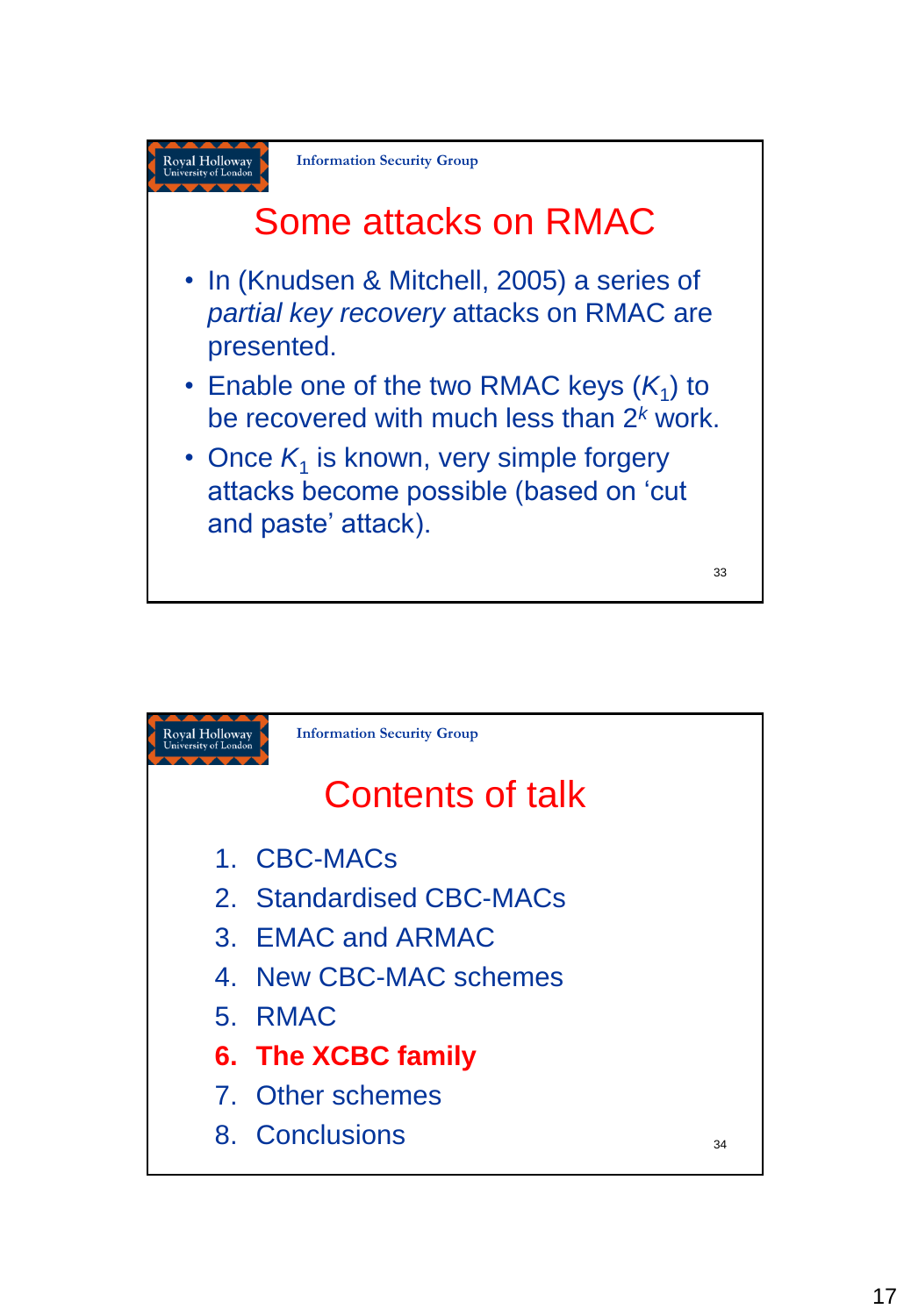## Some attacks on RMAC

- In (Knudsen & Mitchell, 2005) a series of *partial key recovery* attacks on RMAC are presented.
- Enable one of the two RMAC keys ($K_1$) to be recovered with much less than $2^k$ work.
- Once $K_1$ is known, very simple forgery attacks become possible (based on 'cut and paste' attack).

## Contents of talk

1. CBC-MACs
2. Standardised CBC-MACs
3. EMAC and ARMAC
4. New CBC-MAC schemes
5. RMAC
6. **The XCBC family**
7. Other schemes
8. Conclusions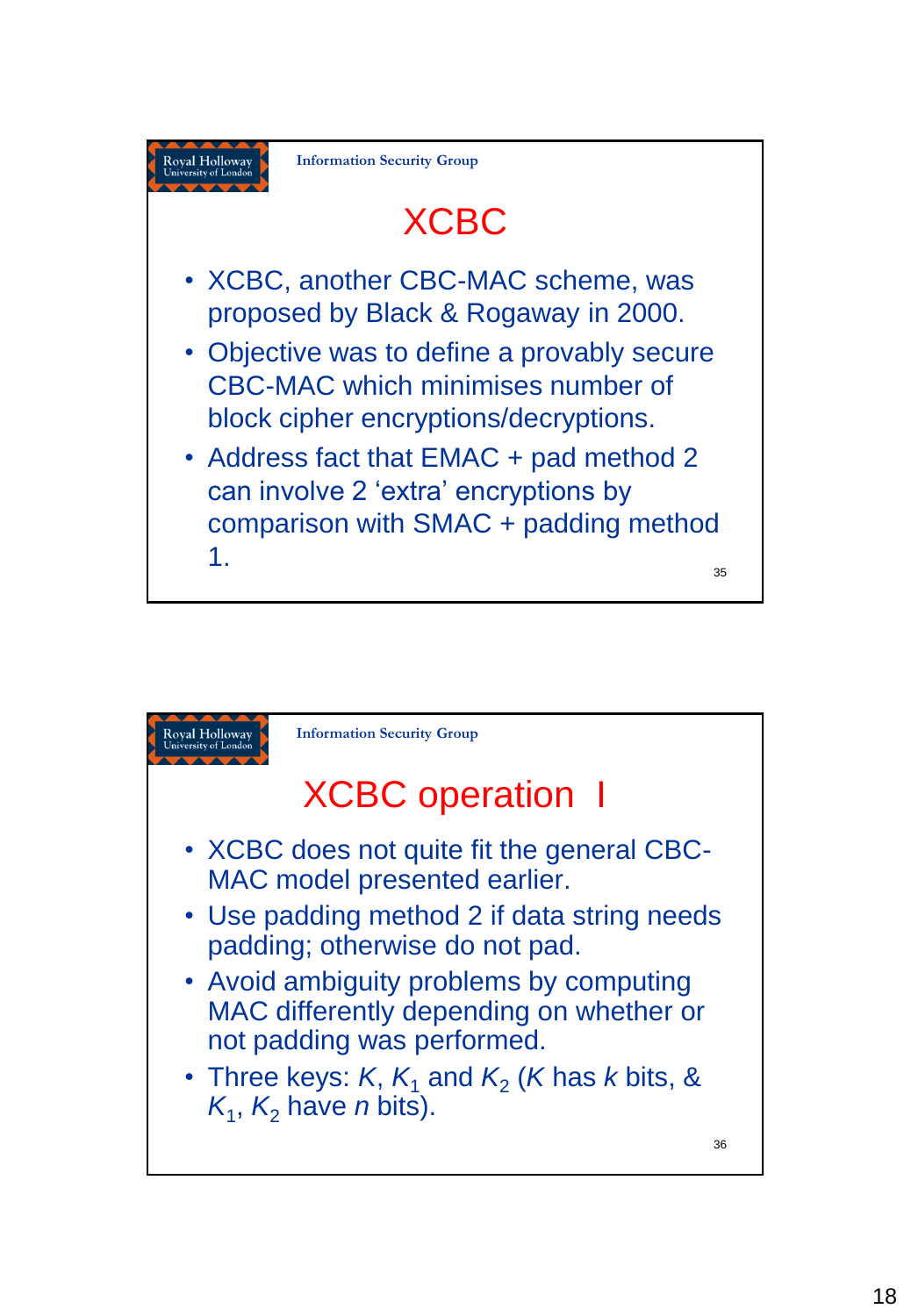# XCBC

- XCBC, another CBC-MAC scheme, was proposed by Black & Rogaway in 2000.
- Objective was to define a provably secure CBC-MAC which minimises number of block cipher encryptions/decryptions.
- Address fact that EMAC + pad method 2 can involve 2 'extra' encryptions by comparison with SMAC + padding method 1.

# XCBC operation I

- XCBC does not quite fit the general CBC-MAC model presented earlier.
- Use padding method 2 if data string needs padding; otherwise do not pad.
- Avoid ambiguity problems by computing MAC differently depending on whether or not padding was performed.
- Three keys: $K$, $K_1$ and $K_2$ ($K$ has $k$ bits, & $K_1$, $K_2$ have $n$ bits).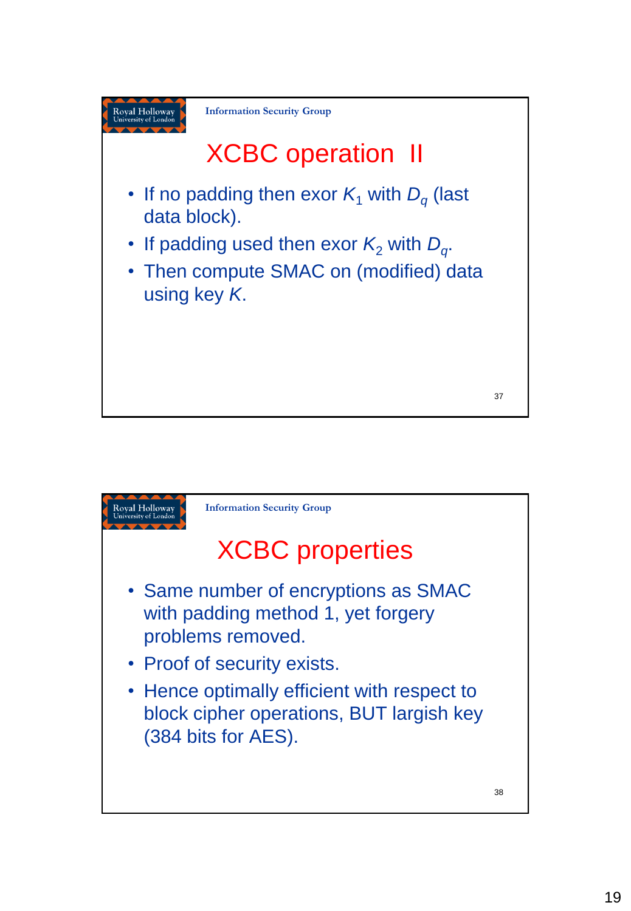## XCBC operation II

- If no padding then exor $K_1$ with $D_q$ (last data block).
- If padding used then exor $K_2$ with $D_q$.
- Then compute SMAC on (modified) data using key $K$.

## XCBC properties

- Same number of encryptions as SMAC with padding method 1, yet forgery problems removed.
- Proof of security exists.
- Hence optimally efficient with respect to block cipher operations, BUT largish key (384 bits for AES).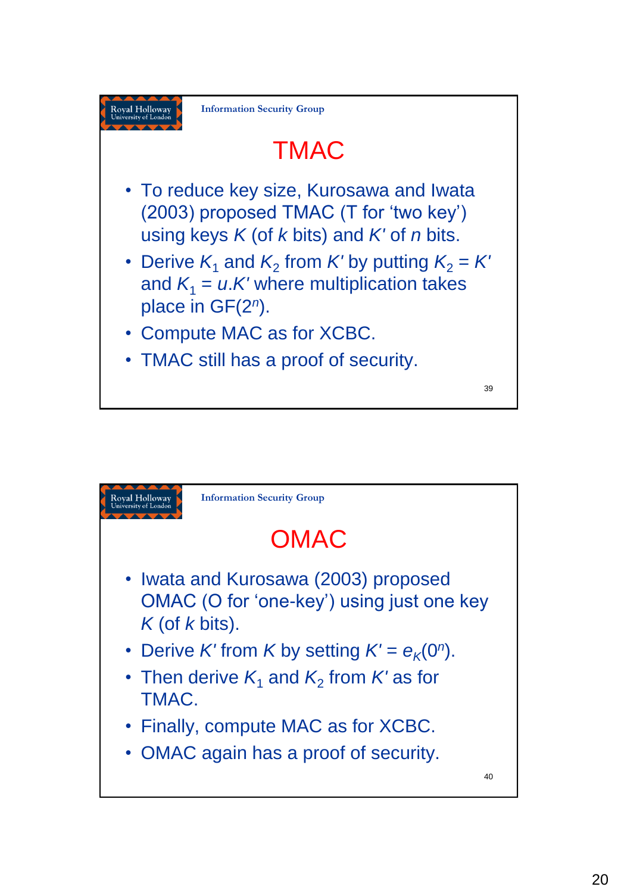# TMAC

- To reduce key size, Kurosawa and Iwata (2003) proposed TMAC (T for ‘two key’) using keys $K$ (of $k$ bits) and $K'$ of $n$ bits.
- Derive $K_1$ and $K_2$ from $K'$ by putting $K_2 = K'$ and $K_1 = u.K'$ where multiplication takes place in GF($2^n$).
- Compute MAC as for XCBC.
- TMAC still has a proof of security.

# OMAC

- Iwata and Kurosawa (2003) proposed OMAC (O for ‘one-key’) using just one key $K$ (of $k$ bits).
- Derive $K'$ from $K$ by setting $K' = e_K(0^n)$.
- Then derive $K_1$ and $K_2$ from $K'$ as for TMAC.
- Finally, compute MAC as for XCBC.
- OMAC again has a proof of security.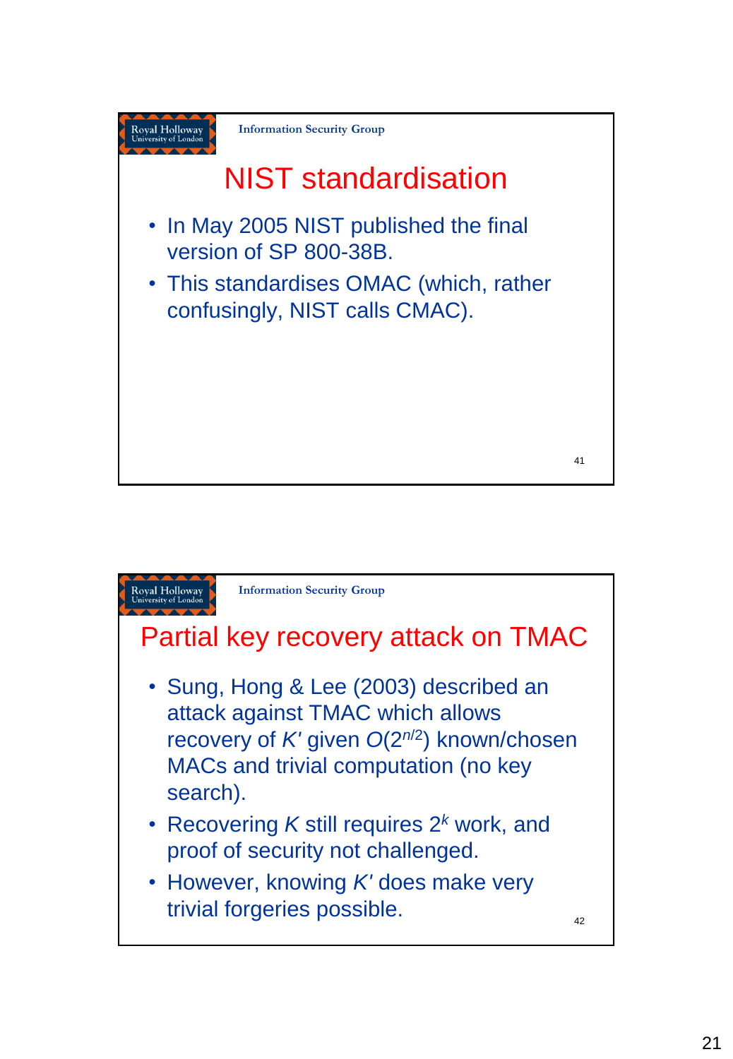## NIST standardisation

- In May 2005 NIST published the final version of SP 800-38B.
- This standardises OMAC (which, rather confusingly, NIST calls CMAC).

## Partial key recovery attack on TMAC

- Sung, Hong & Lee (2003) described an attack against TMAC which allows recovery of $K'$ given $O(2^{n/2})$ known/chosen MACs and trivial computation (no key search).
- Recovering $K$ still requires $2^k$ work, and proof of security not challenged.
- However, knowing $K'$ does make very trivial forgeries possible.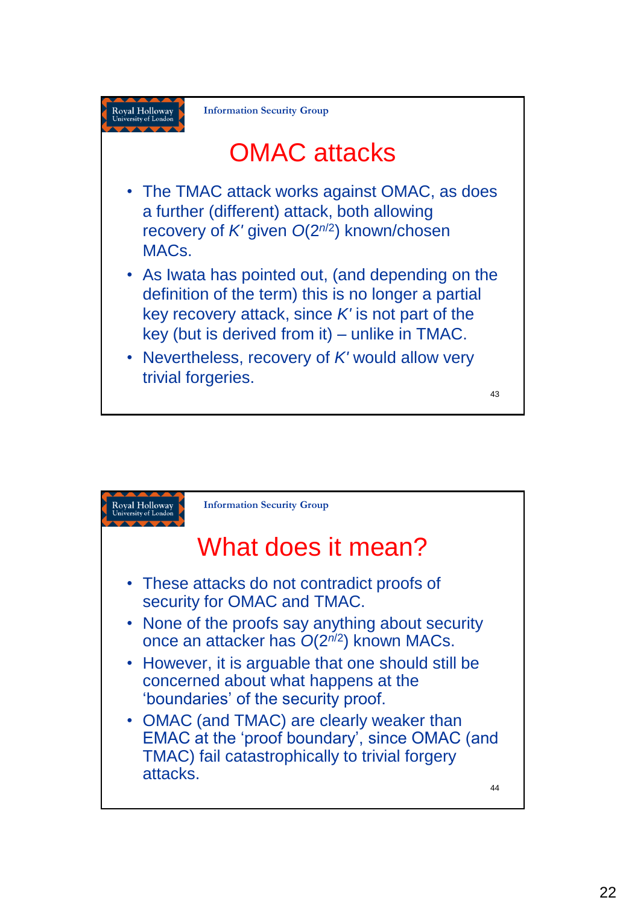## OMAC attacks

- The TMAC attack works against OMAC, as does a further (different) attack, both allowing recovery of $K'$ given $O(2^{n/2})$ known/chosen MACs.
- As Iwata has pointed out, (and depending on the definition of the term) this is no longer a partial key recovery attack, since $K'$ is not part of the key (but is derived from it) – unlike in TMAC.
- Nevertheless, recovery of $K'$ would allow very trivial forgeries.

## What does it mean?

- These attacks do not contradict proofs of security for OMAC and TMAC.
- None of the proofs say anything about security once an attacker has $O(2^{n/2})$ known MACs.
- However, it is arguable that one should still be concerned about what happens at the 'boundaries' of the security proof.
- OMAC (and TMAC) are clearly weaker than EMAC at the 'proof boundary', since OMAC (and TMAC) fail catastrophically to trivial forgery attacks.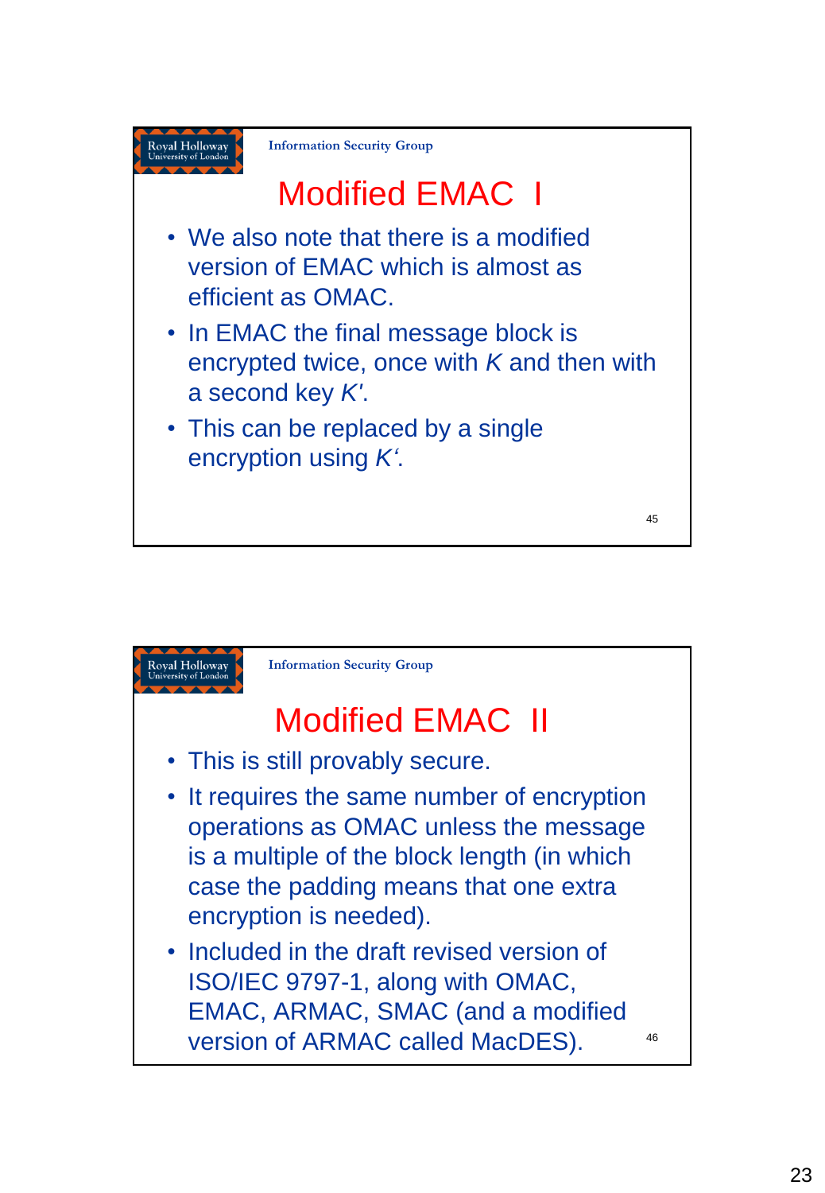## Modified EMAC I

- We also note that there is a modified version of EMAC which is almost as efficient as OMAC.
- In EMAC the final message block is encrypted twice, once with $K$ and then with a second key $K'$.
- This can be replaced by a single encryption using $K'$.

## Modified EMAC II

- This is still provably secure.
- It requires the same number of encryption operations as OMAC unless the message is a multiple of the block length (in which case the padding means that one extra encryption is needed).
- Included in the draft revised version of ISO/IEC 9797-1, along with OMAC, EMAC, ARMAC, SMAC (and a modified version of ARMAC called MacDES).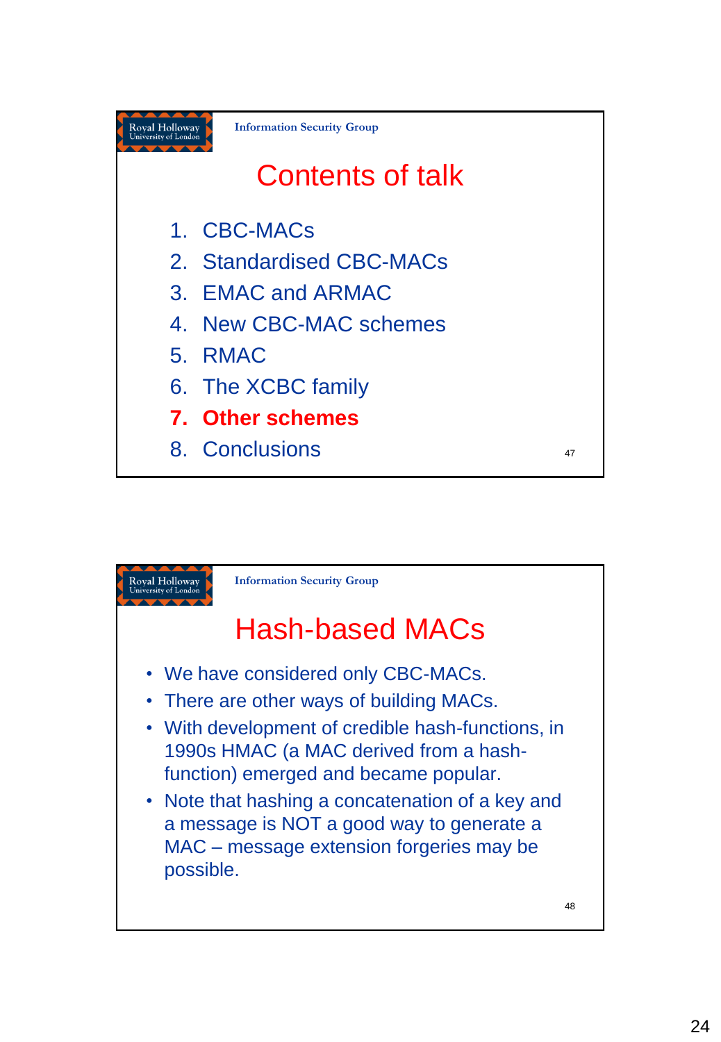## Contents of talk

1. CBC-MACs
2. Standardised CBC-MACs
3. EMAC and ARMAC
4. New CBC-MAC schemes
5. RMAC
6. The XCBC family
7. **Other schemes**
8. Conclusions

## Hash-based MACs

- We have considered only CBC-MACs.
- There are other ways of building MACs.
- With development of credible hash-functions, in 1990s HMAC (a MAC derived from a hash-function) emerged and became popular.
- Note that hashing a concatenation of a key and a message is NOT a good way to generate a MAC – message extension forgeries may be possible.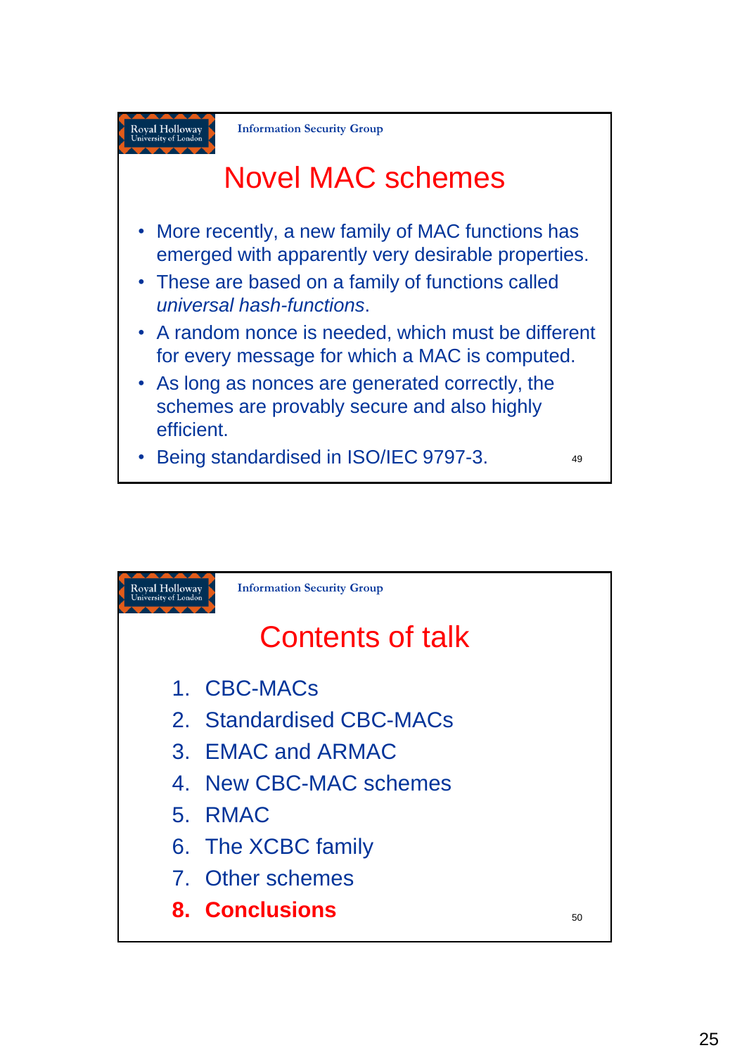## Novel MAC schemes

- More recently, a new family of MAC functions has emerged with apparently very desirable properties.
- These are based on a family of functions called *universal hash-functions*.
- A random nonce is needed, which must be different for every message for which a MAC is computed.
- As long as nonces are generated correctly, the schemes are provably secure and also highly efficient.
- Being standardised in ISO/IEC 9797-3.

## Contents of talk

1. CBC-MACs
2. Standardised CBC-MACs
3. EMAC and ARMAC
4. New CBC-MAC schemes
5. RMAC
6. The XCBC family
7. Other schemes
8. **Conclusions**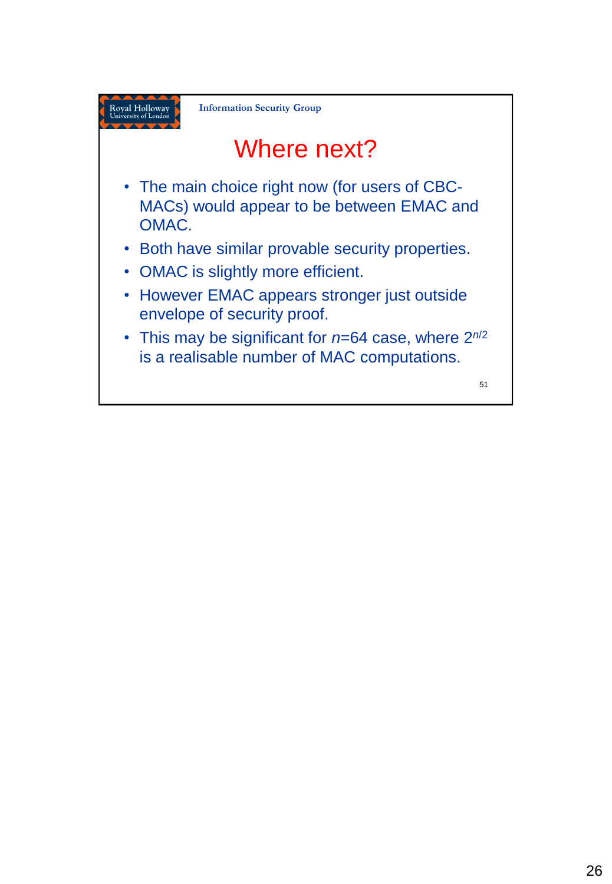# Where next?

- The main choice right now (for users of CBC-MACs) would appear to be between EMAC and OMAC.
- Both have similar provable security properties.
- OMAC is slightly more efficient.
- However EMAC appears stronger just outside envelope of security proof.
- This may be significant for $n$=64 case, where $2^{n/2}$ is a realisable number of MAC computations.